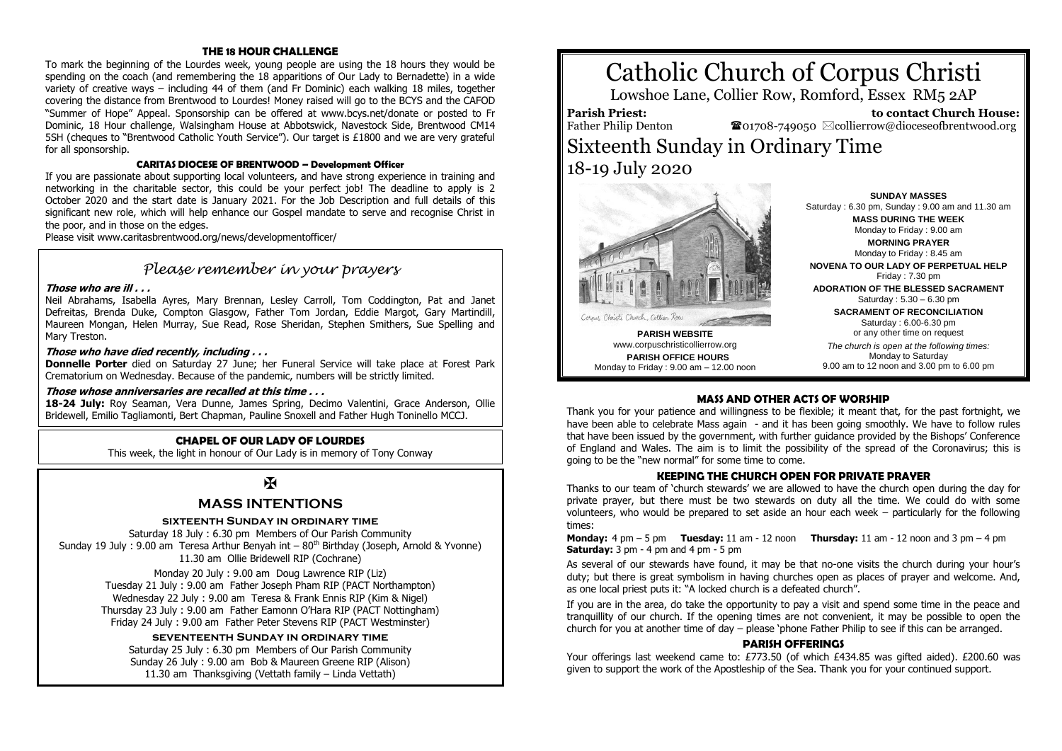# Catholic Church of Corpus Christi

Lowshoe Lane, Collier Row, Romford, Essex RM5 2AP

**Parish Priest:** Father Philip Denton

**to contact Church House:** ☎01708-749050 ✉collierrow@dioceseofbrentwood.org

## Sixteenth Sunday in Ordinary Time

## 18-19 July 2020

Corpus Christi Church, Collier Row

**PARISH WEBSITE**
www.corpuschristicollierrow.org

**PARISH OFFICE HOURS**
Monday to Friday : 9.00 am – 12.00 noon

**SUNDAY MASSES**
Saturday : 6.30 pm, Sunday : 9.00 am and 11.30 am

**MASS DURING THE WEEK**
Monday to Friday : 9.00 am

**MORNING PRAYER**
Monday to Friday : 8.45 am

**NOVENA TO OUR LADY OF PERPETUAL HELP**
Friday : 7.30 pm

**ADORATION OF THE BLESSED SACRAMENT**
Saturday : 5.30 – 6.30 pm

**SACRAMENT OF RECONCILIATION**
Saturday : 6.00-6.30 pm
or any other time on request

*The church is open at the following times:*
Monday to Saturday
9.00 am to 12 noon and 3.00 pm to 6.00 pm

### MASS AND OTHER ACTS OF WORSHIP

Thank you for your patience and willingness to be flexible; it meant that, for the past fortnight, we have been able to celebrate Mass again - and it has been going smoothly. We have to follow rules that have been issued by the government, with further guidance provided by the Bishops' Conference of England and Wales. The aim is to limit the possibility of the spread of the Coronavirus; this is going to be the "new normal" for some time to come.

### KEEPING THE CHURCH OPEN FOR PRIVATE PRAYER

Thanks to our team of 'church stewards' we are allowed to have the church open during the day for private prayer, but there must be two stewards on duty all the time. We could do with some volunteers, who would be prepared to set aside an hour each week – particularly for the following times:

**Monday:** 4 pm – 5 pm **Tuesday:** 11 am - 12 noon **Thursday:** 11 am - 12 noon and 3 pm – 4 pm
**Saturday:** 3 pm - 4 pm and 4 pm - 5 pm

As several of our stewards have found, it may be that no-one visits the church during your hour's duty; but there is great symbolism in having churches open as places of prayer and welcome. And, as one local priest puts it: "A locked church is a defeated church".

If you are in the area, do take the opportunity to pay a visit and spend some time in the peace and tranquillity of our church. If the opening times are not convenient, it may be possible to open the church for you at another time of day – please 'phone Father Philip to see if this can be arranged.

### PARISH OFFERINGS

Your offerings last weekend came to: £773.50 (of which £434.85 was gifted aided). £200.60 was given to support the work of the Apostleship of the Sea. Thank you for your continued support.

### THE 18 HOUR CHALLENGE

To mark the beginning of the Lourdes week, young people are using the 18 hours they would be spending on the coach (and remembering the 18 apparitions of Our Lady to Bernadette) in a wide variety of creative ways – including 44 of them (and Fr Dominic) each walking 18 miles, together covering the distance from Brentwood to Lourdes! Money raised will go to the BCYS and the CAFOD "Summer of Hope" Appeal. Sponsorship can be offered at www.bcys.net/donate or posted to Fr Dominic, 18 Hour challenge, Walsingham House at Abbotswick, Navestock Side, Brentwood CM14 5SH (cheques to "Brentwood Catholic Youth Service"). Our target is £1800 and we are very grateful for all sponsorship.

### CARITAS DIOCESE OF BRENTWOOD – Development Officer

If you are passionate about supporting local volunteers, and have strong experience in training and networking in the charitable sector, this could be your perfect job! The deadline to apply is 2 October 2020 and the start date is January 2021. For the Job Description and full details of this significant new role, which will help enhance our Gospel mandate to serve and recognise Christ in the poor, and in those on the edges.

Please visit www.caritasbrentwood.org/news/developmentofficer/

### *Please remember in your prayers*

***Those who are ill . . .***

Neil Abrahams, Isabella Ayres, Mary Brennan, Lesley Carroll, Tom Coddington, Pat and Janet Defreitas, Brenda Duke, Compton Glasgow, Father Tom Jordan, Eddie Margot, Gary Martindill, Maureen Mongan, Helen Murray, Sue Read, Rose Sheridan, Stephen Smithers, Sue Spelling and Mary Treston.

***Those who have died recently, including . . .***

**Donnelle Porter** died on Saturday 27 June; her Funeral Service will take place at Forest Park Crematorium on Wednesday. Because of the pandemic, numbers will be strictly limited.

***Those whose anniversaries are recalled at this time . . .***

**18-24 July:** Roy Seaman, Vera Dunne, James Spring, Decimo Valentini, Grace Anderson, Ollie Bridewell, Emilio Tagliamonti, Bert Chapman, Pauline Snoxell and Father Hugh Toninello MCCJ.

### CHAPEL OF OUR LADY OF LOURDES

This week, the light in honour of Our Lady is in memory of Tony Conway

✠

### MASS INTENTIONS

**SIXTEENTH SUNDAY IN ORDINARY TIME**

Saturday 18 July : 6.30 pm Members of Our Parish Community
Sunday 19 July : 9.00 am Teresa Arthur Benyah int – 80th Birthday (Joseph, Arnold & Yvonne)
11.30 am Ollie Bridewell RIP (Cochrane)

Monday 20 July : 9.00 am Doug Lawrence RIP (Liz)
Tuesday 21 July : 9.00 am Father Joseph Pham RIP (PACT Northampton)
Wednesday 22 July : 9.00 am Teresa & Frank Ennis RIP (Kim & Nigel)
Thursday 23 July : 9.00 am Father Eamonn O'Hara RIP (PACT Nottingham)
Friday 24 July : 9.00 am Father Peter Stevens RIP (PACT Westminster)

**SEVENTEENTH SUNDAY IN ORDINARY TIME**

Saturday 25 July : 6.30 pm Members of Our Parish Community
Sunday 26 July : 9.00 am Bob & Maureen Greene RIP (Alison)
11.30 am Thanksgiving (Vettath family – Linda Vettath)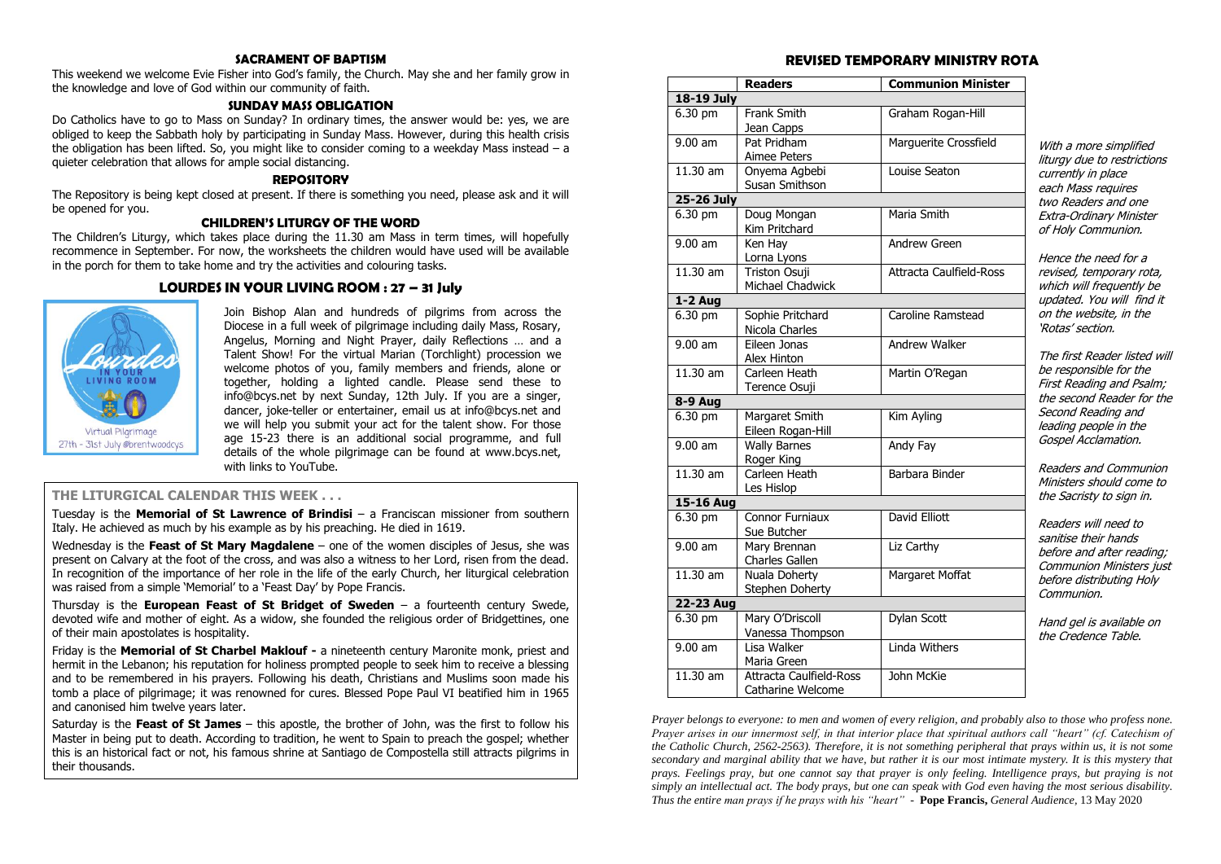### SACRAMENT OF BAPTISM

This weekend we welcome Evie Fisher into God's family, the Church. May she and her family grow in the knowledge and love of God within our community of faith.

### SUNDAY MASS OBLIGATION

Do Catholics have to go to Mass on Sunday? In ordinary times, the answer would be: yes, we are obliged to keep the Sabbath holy by participating in Sunday Mass. However, during this health crisis the obligation has been lifted. So, you might like to consider coming to a weekday Mass instead – a quieter celebration that allows for ample social distancing.

### REPOSITORY

The Repository is being kept closed at present. If there is something you need, please ask and it will be opened for you.

### CHILDREN'S LITURGY OF THE WORD

The Children's Liturgy, which takes place during the 11.30 am Mass in term times, will hopefully recommence in September. For now, the worksheets the children would have used will be available in the porch for them to take home and try the activities and colouring tasks.

### LOURDES IN YOUR LIVING ROOM : 27 – 31 July

Lourdes IN YOUR LIVING ROOM
Virtual Pilgrimage
27th - 31st July @brentwoodcys

Join Bishop Alan and hundreds of pilgrims from across the Diocese in a full week of pilgrimage including daily Mass, Rosary, Angelus, Morning and Night Prayer, daily Reflections … and a Talent Show! For the virtual Marian (Torchlight) procession we welcome photos of you, family members and friends, alone or together, holding a lighted candle. Please send these to info@bcys.net by next Sunday, 12th July. If you are a singer, dancer, joke-teller or entertainer, email us at info@bcys.net and we will help you submit your act for the talent show. For those age 15-23 there is an additional social programme, and full details of the whole pilgrimage can be found at www.bcys.net, with links to YouTube.

### THE LITURGICAL CALENDAR THIS WEEK . . .

Tuesday is the **Memorial of St Lawrence of Brindisi** – a Franciscan missioner from southern Italy. He achieved as much by his example as by his preaching. He died in 1619.

Wednesday is the **Feast of St Mary Magdalene** – one of the women disciples of Jesus, she was present on Calvary at the foot of the cross, and was also a witness to her Lord, risen from the dead. In recognition of the importance of her role in the life of the early Church, her liturgical celebration was raised from a simple 'Memorial' to a 'Feast Day' by Pope Francis.

Thursday is the **European Feast of St Bridget of Sweden** – a fourteenth century Swede, devoted wife and mother of eight. As a widow, she founded the religious order of Bridgettines, one of their main apostolates is hospitality.

Friday is the **Memorial of St Charbel Maklouf -** a nineteenth century Maronite monk, priest and hermit in the Lebanon; his reputation for holiness prompted people to seek him to receive a blessing and to be remembered in his prayers. Following his death, Christians and Muslims soon made his tomb a place of pilgrimage; it was renowned for cures. Blessed Pope Paul VI beatified him in 1965 and canonised him twelve years later.

Saturday is the **Feast of St James** – this apostle, the brother of John, was the first to follow his Master in being put to death. According to tradition, he went to Spain to preach the gospel; whether this is an historical fact or not, his famous shrine at Santiago de Compostella still attracts pilgrims in their thousands.

## REVISED TEMPORARY MINISTRY ROTA

| | Readers | Communion Minister |
|---|---|---|
| **18-19 July** | | |
| 6.30 pm | Frank Smith<br>Jean Capps | Graham Rogan-Hill |
| 9.00 am | Pat Pridham<br>Aimee Peters | Marguerite Crossfield |
| 11.30 am | Onyema Agbebi<br>Susan Smithson | Louise Seaton |
| **25-26 July** | | |
| 6.30 pm | Doug Mongan<br>Kim Pritchard | Maria Smith |
| 9.00 am | Ken Hay<br>Lorna Lyons | Andrew Green |
| 11.30 am | Triston Osuji<br>Michael Chadwick | Attracta Caulfield-Ross |
| **1-2 Aug** | | |
| 6.30 pm | Sophie Pritchard<br>Nicola Charles | Caroline Ramstead |
| 9.00 am | Eileen Jonas<br>Alex Hinton | Andrew Walker |
| 11.30 am | Carleen Heath<br>Terence Osuji | Martin O'Regan |
| **8-9 Aug** | | |
| 6.30 pm | Margaret Smith<br>Eileen Rogan-Hill | Kim Ayling |
| 9.00 am | Wally Barnes<br>Roger King | Andy Fay |
| 11.30 am | Carleen Heath<br>Les Hislop | Barbara Binder |
| **15-16 Aug** | | |
| 6.30 pm | Connor Furniaux<br>Sue Butcher | David Elliott |
| 9.00 am | Mary Brennan<br>Charles Gallen | Liz Carthy |
| 11.30 am | Nuala Doherty<br>Stephen Doherty | Margaret Moffat |
| **22-23 Aug** | | |
| 6.30 pm | Mary O'Driscoll<br>Vanessa Thompson | Dylan Scott |
| 9.00 am | Lisa Walker<br>Maria Green | Linda Withers |
| 11.30 am | Attracta Caulfield-Ross<br>Catharine Welcome | John McKie |

*With a more simplified liturgy due to restrictions currently in place each Mass requires two Readers and one Extra-Ordinary Minister of Holy Communion.*

*Hence the need for a revised, temporary rota, which will frequently be updated. You will find it on the website, in the 'Rotas' section.*

*The first Reader listed will be responsible for the First Reading and Psalm; the second Reader for the Second Reading and leading people in the Gospel Acclamation.*

*Readers and Communion Ministers should come to the Sacristy to sign in.*

*Readers will need to sanitise their hands before and after reading; Communion Ministers just before distributing Holy Communion.*

*Hand gel is available on the Credence Table.*

*Prayer belongs to everyone: to men and women of every religion, and probably also to those who profess none. Prayer arises in our innermost self, in that interior place that spiritual authors call "heart" (cf. Catechism of the Catholic Church, 2562-2563). Therefore, it is not something peripheral that prays within us, it is not some secondary and marginal ability that we have, but rather it is our most intimate mystery. It is this mystery that prays. Feelings pray, but one cannot say that prayer is only feeling. Intelligence prays, but praying is not simply an intellectual act. The body prays, but one can speak with God even having the most serious disability. Thus the entire man prays if he prays with his "heart"* - **Pope Francis,** *General Audience*, 13 May 2020